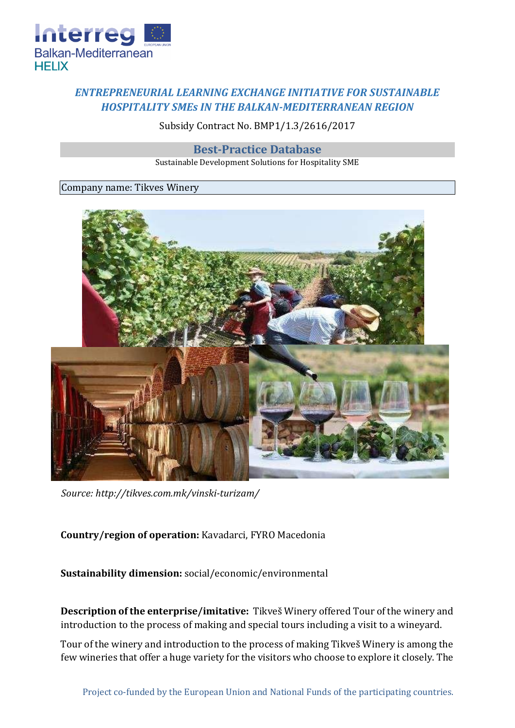***ENTREPRENEURIAL LEARNING EXCHANGE INITIATIVE FOR SUSTAINABLE HOSPITALITY SMEs IN THE BALKAN-MEDITERRANEAN REGION***

Subsidy Contract No. BMP1/1.3/2616/2017

## Best-Practice Database

Sustainable Development Solutions for Hospitality SME

Company name: Tikves Winery

*Source: http://tikves.com.mk/vinski-turizam/*

**Country/region of operation:** Kavadarci, FYRO Macedonia

**Sustainability dimension:** social/economic/environmental

**Description of the enterprise/imitative:** Tikveš Winery offered Tour of the winery and introduction to the process of making and special tours including a visit to a wineyard.

Tour of the winery and introduction to the process of making Tikveš Winery is among the few wineries that offer a huge variety for the visitors who choose to explore it closely. The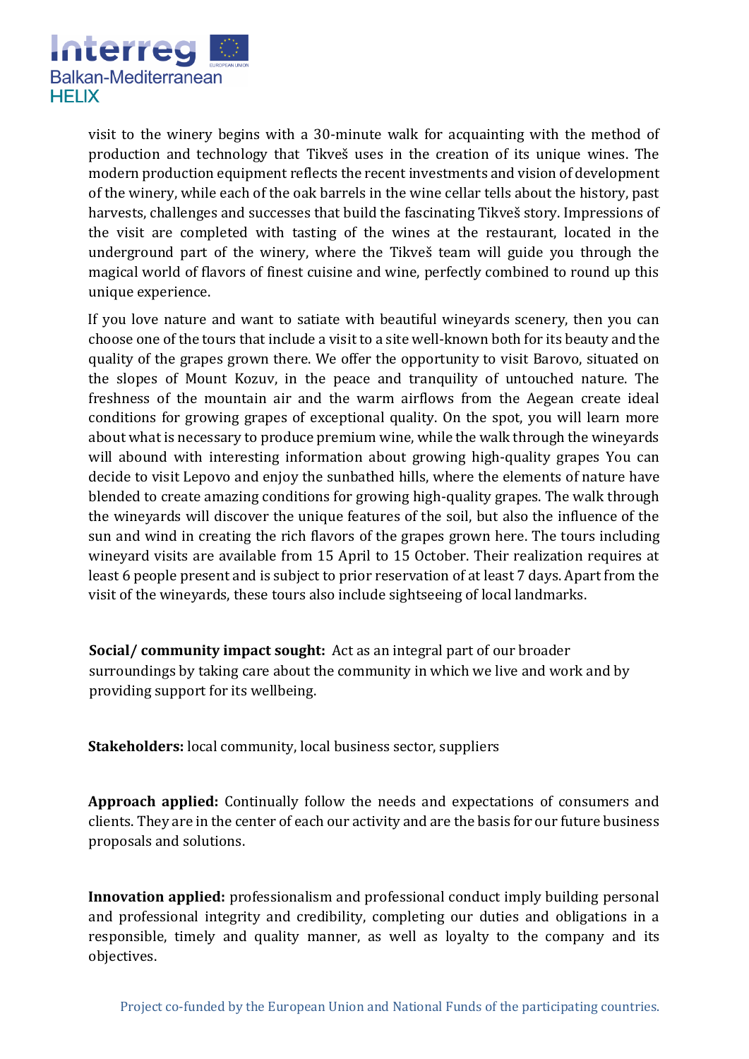visit to the winery begins with a 30-minute walk for acquainting with the method of production and technology that Tikveš uses in the creation of its unique wines. The modern production equipment reflects the recent investments and vision of development of the winery, while each of the oak barrels in the wine cellar tells about the history, past harvests, challenges and successes that build the fascinating Tikveš story. Impressions of the visit are completed with tasting of the wines at the restaurant, located in the underground part of the winery, where the Tikveš team will guide you through the magical world of flavors of finest cuisine and wine, perfectly combined to round up this unique experience.

If you love nature and want to satiate with beautiful wineyards scenery, then you can choose one of the tours that include a visit to a site well-known both for its beauty and the quality of the grapes grown there. We offer the opportunity to visit Barovo, situated on the slopes of Mount Kozuv, in the peace and tranquility of untouched nature. The freshness of the mountain air and the warm airflows from the Aegean create ideal conditions for growing grapes of exceptional quality. On the spot, you will learn more about what is necessary to produce premium wine, while the walk through the wineyards will abound with interesting information about growing high-quality grapes You can decide to visit Lepovo and enjoy the sunbathed hills, where the elements of nature have blended to create amazing conditions for growing high-quality grapes. The walk through the wineyards will discover the unique features of the soil, but also the influence of the sun and wind in creating the rich flavors of the grapes grown here. The tours including wineyard visits are available from 15 April to 15 October. Their realization requires at least 6 people present and is subject to prior reservation of at least 7 days. Apart from the visit of the wineyards, these tours also include sightseeing of local landmarks.

**Social/ community impact sought:** Act as an integral part of our broader surroundings by taking care about the community in which we live and work and by providing support for its wellbeing.

**Stakeholders:** local community, local business sector, suppliers

**Approach applied:** Continually follow the needs and expectations of consumers and clients. They are in the center of each our activity and are the basis for our future business proposals and solutions.

**Innovation applied:** professionalism and professional conduct imply building personal and professional integrity and credibility, completing our duties and obligations in a responsible, timely and quality manner, as well as loyalty to the company and its objectives.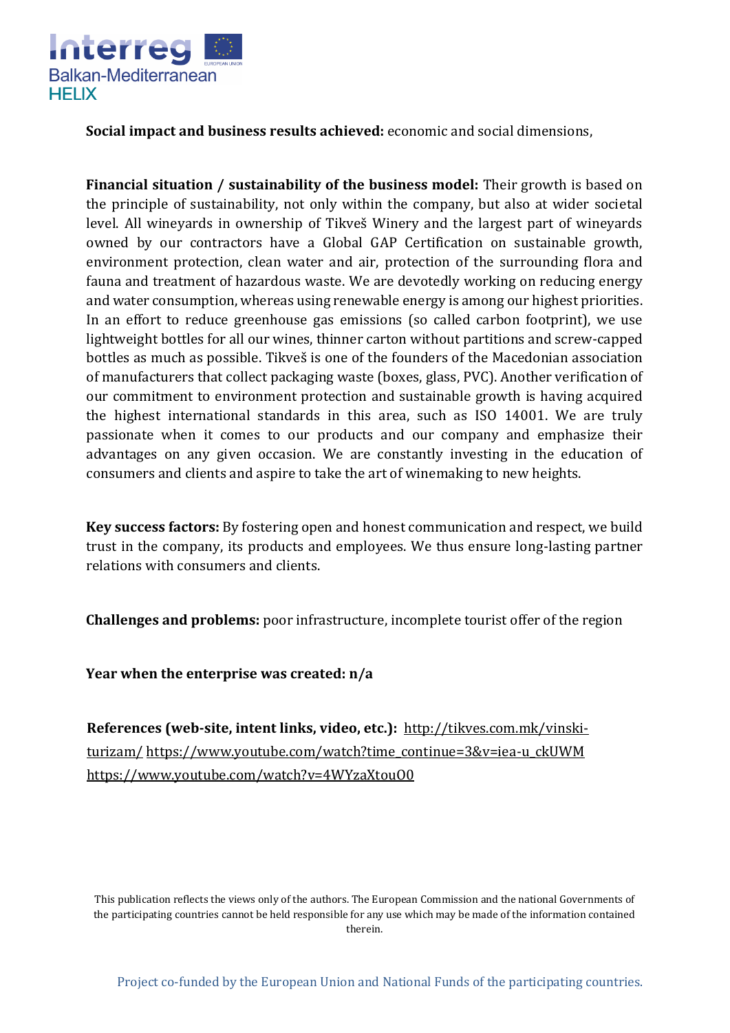**Social impact and business results achieved:** economic and social dimensions,

**Financial situation / sustainability of the business model:** Their growth is based on the principle of sustainability, not only within the company, but also at wider societal level. All wineyards in ownership of Tikveš Winery and the largest part of wineyards owned by our contractors have a Global GAP Certification on sustainable growth, environment protection, clean water and air, protection of the surrounding flora and fauna and treatment of hazardous waste. We are devotedly working on reducing energy and water consumption, whereas using renewable energy is among our highest priorities. In an effort to reduce greenhouse gas emissions (so called carbon footprint), we use lightweight bottles for all our wines, thinner carton without partitions and screw-capped bottles as much as possible. Tikveš is one of the founders of the Macedonian association of manufacturers that collect packaging waste (boxes, glass, PVC). Another verification of our commitment to environment protection and sustainable growth is having acquired the highest international standards in this area, such as ISO 14001. We are truly passionate when it comes to our products and our company and emphasize their advantages on any given occasion. We are constantly investing in the education of consumers and clients and aspire to take the art of winemaking to new heights.

**Key success factors:** By fostering open and honest communication and respect, we build trust in the company, its products and employees. We thus ensure long-lasting partner relations with consumers and clients.

**Challenges and problems:** poor infrastructure, incomplete tourist offer of the region

**Year when the enterprise was created: n/a**

**References (web-site, intent links, video, etc.):** http://tikves.com.mk/vinski-turizam/ https://www.youtube.com/watch?time_continue=3&v=iea-u_ckUWM https://www.youtube.com/watch?v=4WYzaXtouO0

This publication reflects the views only of the authors. The European Commission and the national Governments of the participating countries cannot be held responsible for any use which may be made of the information contained therein.

Project co-funded by the European Union and National Funds of the participating countries.